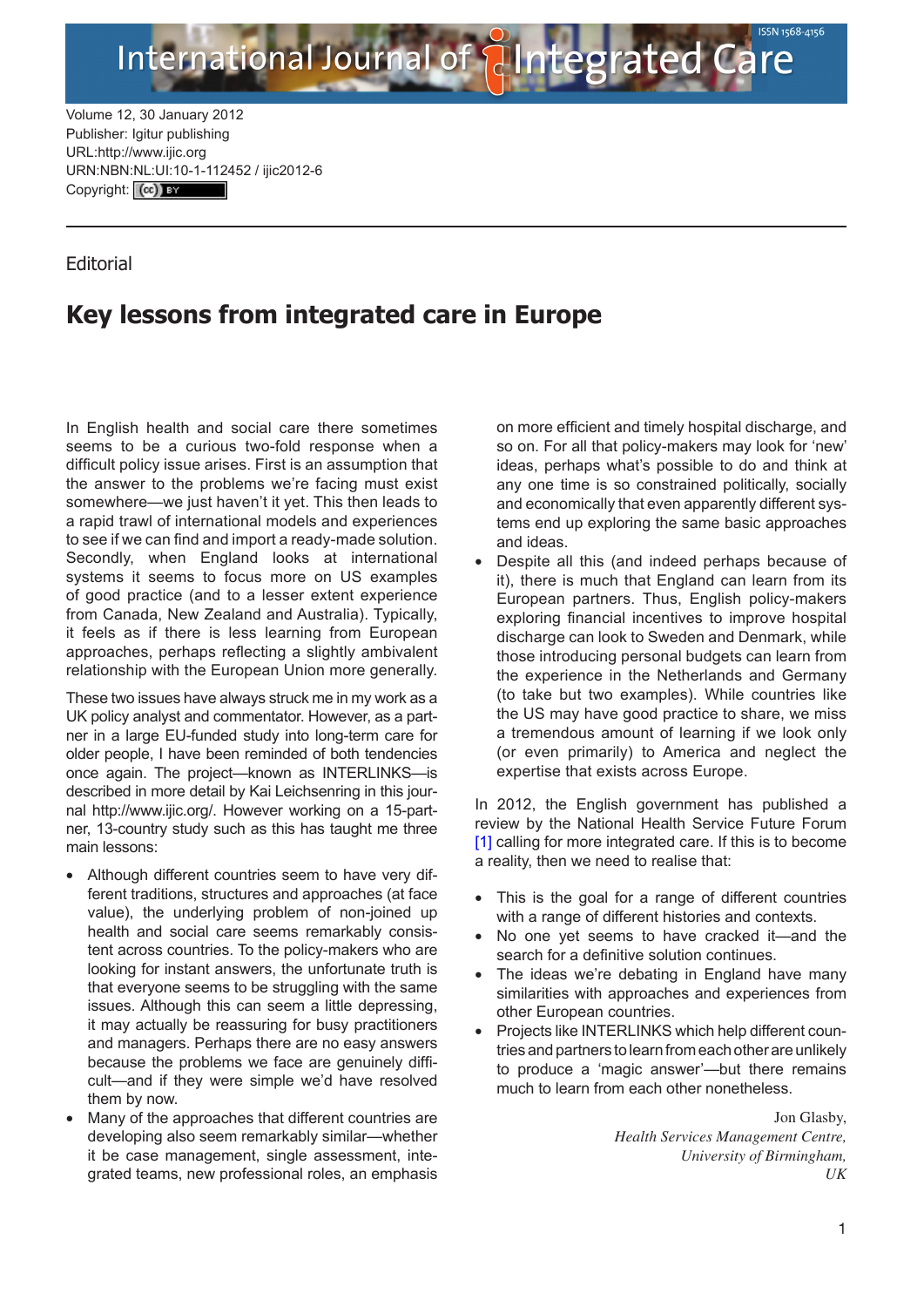Volume 12, 30 January 2012
Publisher: Igitur publishing
URL:http://www.ijic.org
URN:NBN:NL:UI:10-1-112452 / ijic2012-6
Copyright: (cc) BY

---

Editorial

# Key lessons from integrated care in Europe

In English health and social care there sometimes seems to be a curious two-fold response when a difficult policy issue arises. First is an assumption that the answer to the problems we're facing must exist somewhere—we just haven't it yet. This then leads to a rapid trawl of international models and experiences to see if we can find and import a ready-made solution. Secondly, when England looks at international systems it seems to focus more on US examples of good practice (and to a lesser extent experience from Canada, New Zealand and Australia). Typically, it feels as if there is less learning from European approaches, perhaps reflecting a slightly ambivalent relationship with the European Union more generally.

These two issues have always struck me in my work as a UK policy analyst and commentator. However, as a partner in a large EU-funded study into long-term care for older people, I have been reminded of both tendencies once again. The project—known as INTERLINKS—is described in more detail by Kai Leichsenring in this journal http://www.ijic.org/. However working on a 15-partner, 13-country study such as this has taught me three main lessons:

- Although different countries seem to have very different traditions, structures and approaches (at face value), the underlying problem of non-joined up health and social care seems remarkably consistent across countries. To the policy-makers who are looking for instant answers, the unfortunate truth is that everyone seems to be struggling with the same issues. Although this can seem a little depressing, it may actually be reassuring for busy practitioners and managers. Perhaps there are no easy answers because the problems we face are genuinely difficult—and if they were simple we'd have resolved them by now.
- Many of the approaches that different countries are developing also seem remarkably similar—whether it be case management, single assessment, integrated teams, new professional roles, an emphasis on more efficient and timely hospital discharge, and so on. For all that policy-makers may look for 'new' ideas, perhaps what's possible to do and think at any one time is so constrained politically, socially and economically that even apparently different systems end up exploring the same basic approaches and ideas.
- Despite all this (and indeed perhaps because of it), there is much that England can learn from its European partners. Thus, English policy-makers exploring financial incentives to improve hospital discharge can look to Sweden and Denmark, while those introducing personal budgets can learn from the experience in the Netherlands and Germany (to take but two examples). While countries like the US may have good practice to share, we miss a tremendous amount of learning if we look only (or even primarily) to America and neglect the expertise that exists across Europe.

In 2012, the English government has published a review by the National Health Service Future Forum [1] calling for more integrated care. If this is to become a reality, then we need to realise that:

- This is the goal for a range of different countries with a range of different histories and contexts.
- No one yet seems to have cracked it—and the search for a definitive solution continues.
- The ideas we're debating in England have many similarities with approaches and experiences from other European countries.
- Projects like INTERLINKS which help different countries and partners to learn from each other are unlikely to produce a 'magic answer'—but there remains much to learn from each other nonetheless.

Jon Glasby,
*Health Services Management Centre,*
*University of Birmingham,*
*UK*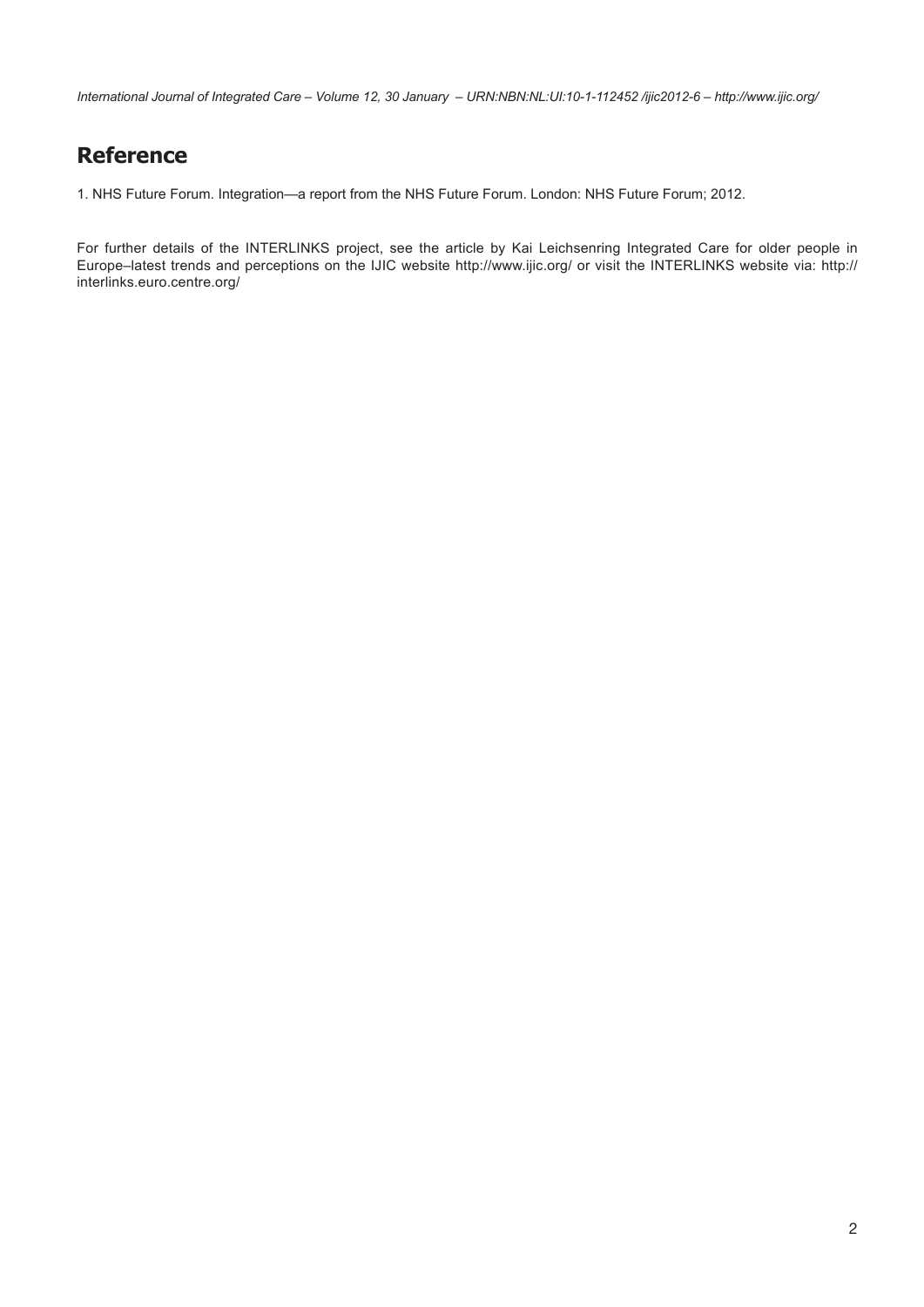## Reference

1. NHS Future Forum. Integration—a report from the NHS Future Forum. London: NHS Future Forum; 2012.

For further details of the INTERLINKS project, see the article by Kai Leichsenring Integrated Care for older people in Europe–latest trends and perceptions on the IJIC website http://www.ijic.org/ or visit the INTERLINKS website via: http://interlinks.euro.centre.org/